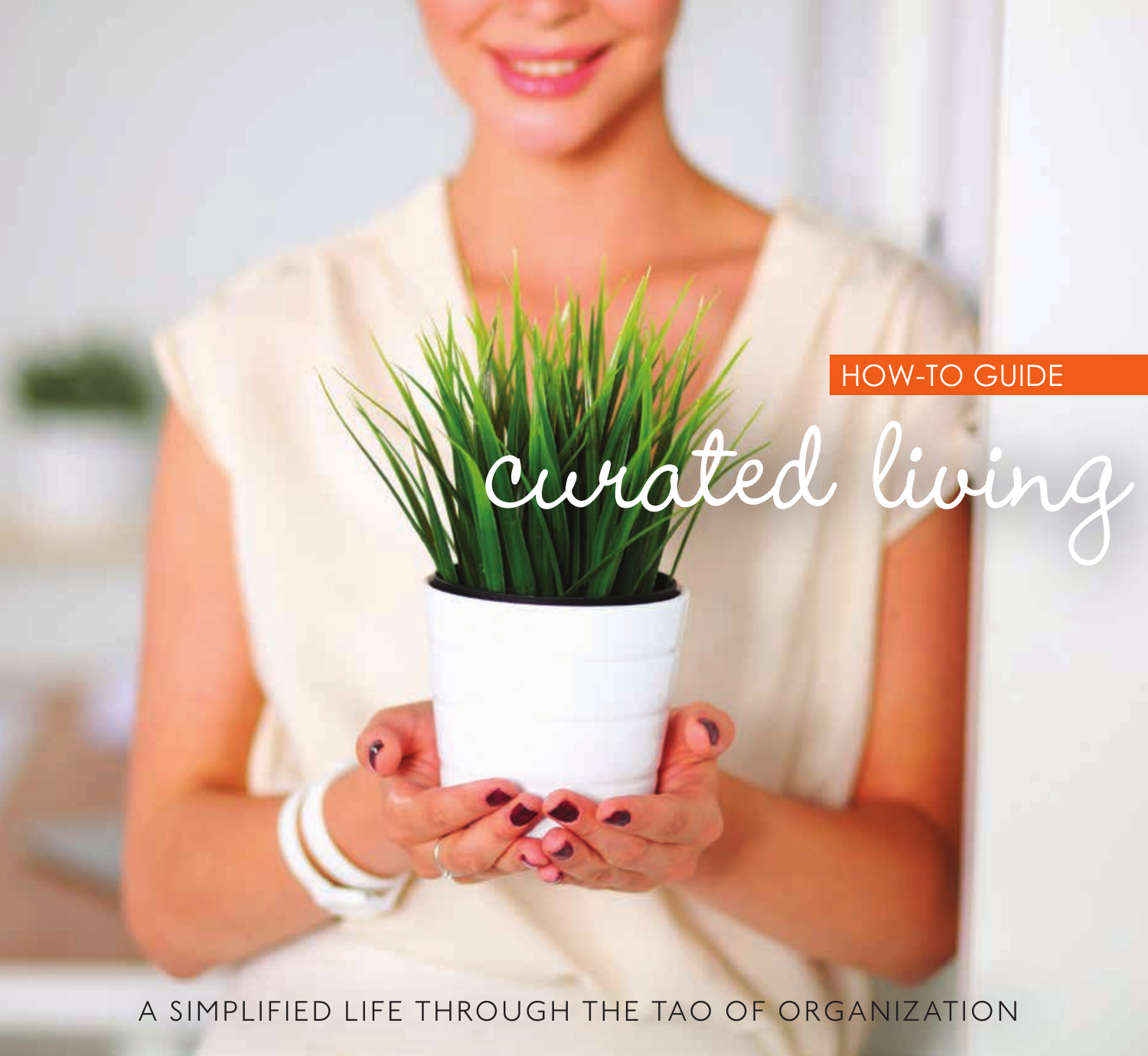HOW-TO GUIDE

# curated living

A SIMPLIFIED LIFE THROUGH THE TAO OF ORGANIZATION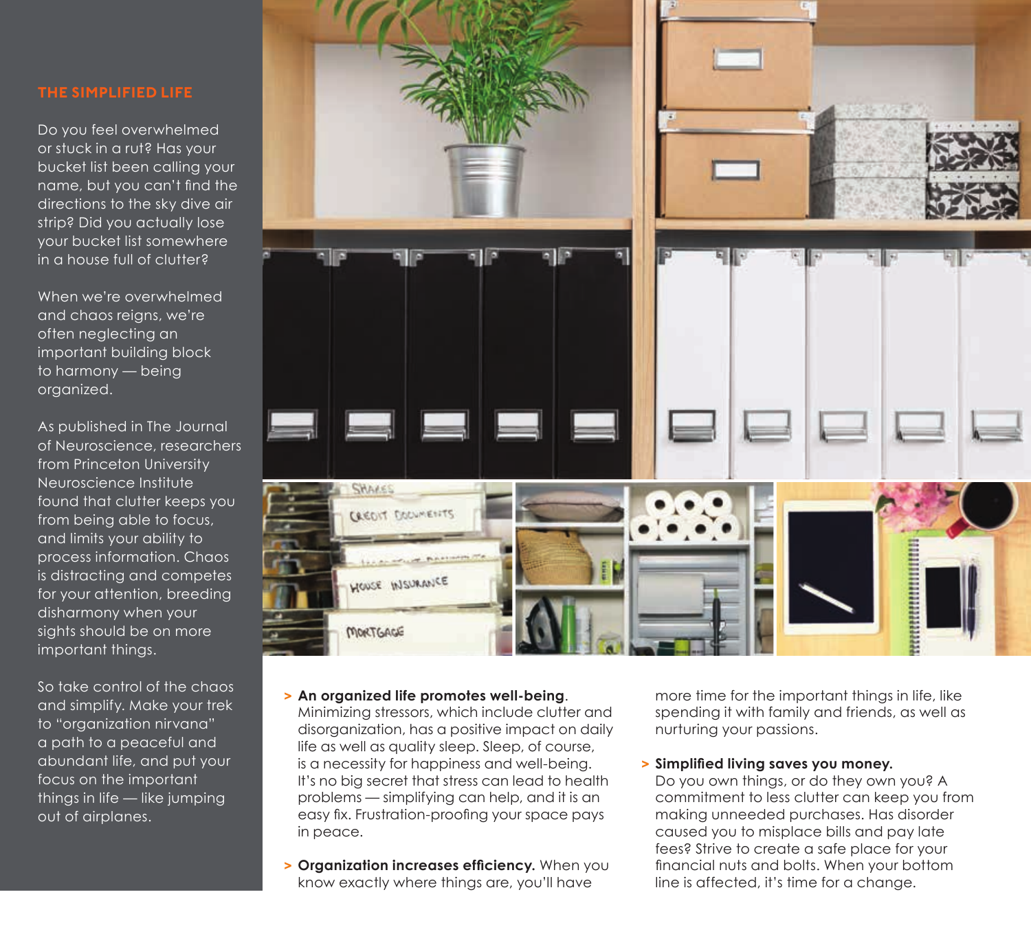## THE SIMPLIFIED LIFE

Do you feel overwhelmed or stuck in a rut? Has your bucket list been calling your name, but you can't find the directions to the sky dive air strip? Did you actually lose your bucket list somewhere in a house full of clutter?

When we're overwhelmed and chaos reigns, we're often neglecting an important building block to harmony — being organized.

As published in The Journal of Neuroscience, researchers from Princeton University Neuroscience Institute found that clutter keeps you from being able to focus, and limits your ability to process information. Chaos is distracting and competes for your attention, breeding disharmony when your sights should be on more important things.

So take control of the chaos and simplify. Make your trek to "organization nirvana" a path to a peaceful and abundant life, and put your focus on the important things in life — like jumping out of airplanes.

> **An organized life promotes well-being**. Minimizing stressors, which include clutter and disorganization, has a positive impact on daily life as well as quality sleep. Sleep, of course, is a necessity for happiness and well-being. It's no big secret that stress can lead to health problems — simplifying can help, and it is an easy fix. Frustration-proofing your space pays in peace.

> **Organization increases efficiency.** When you know exactly where things are, you'll have more time for the important things in life, like spending it with family and friends, as well as nurturing your passions.

> **Simplified living saves you money.** Do you own things, or do they own you? A commitment to less clutter can keep you from making unneeded purchases. Has disorder caused you to misplace bills and pay late fees? Strive to create a safe place for your financial nuts and bolts. When your bottom line is affected, it's time for a change.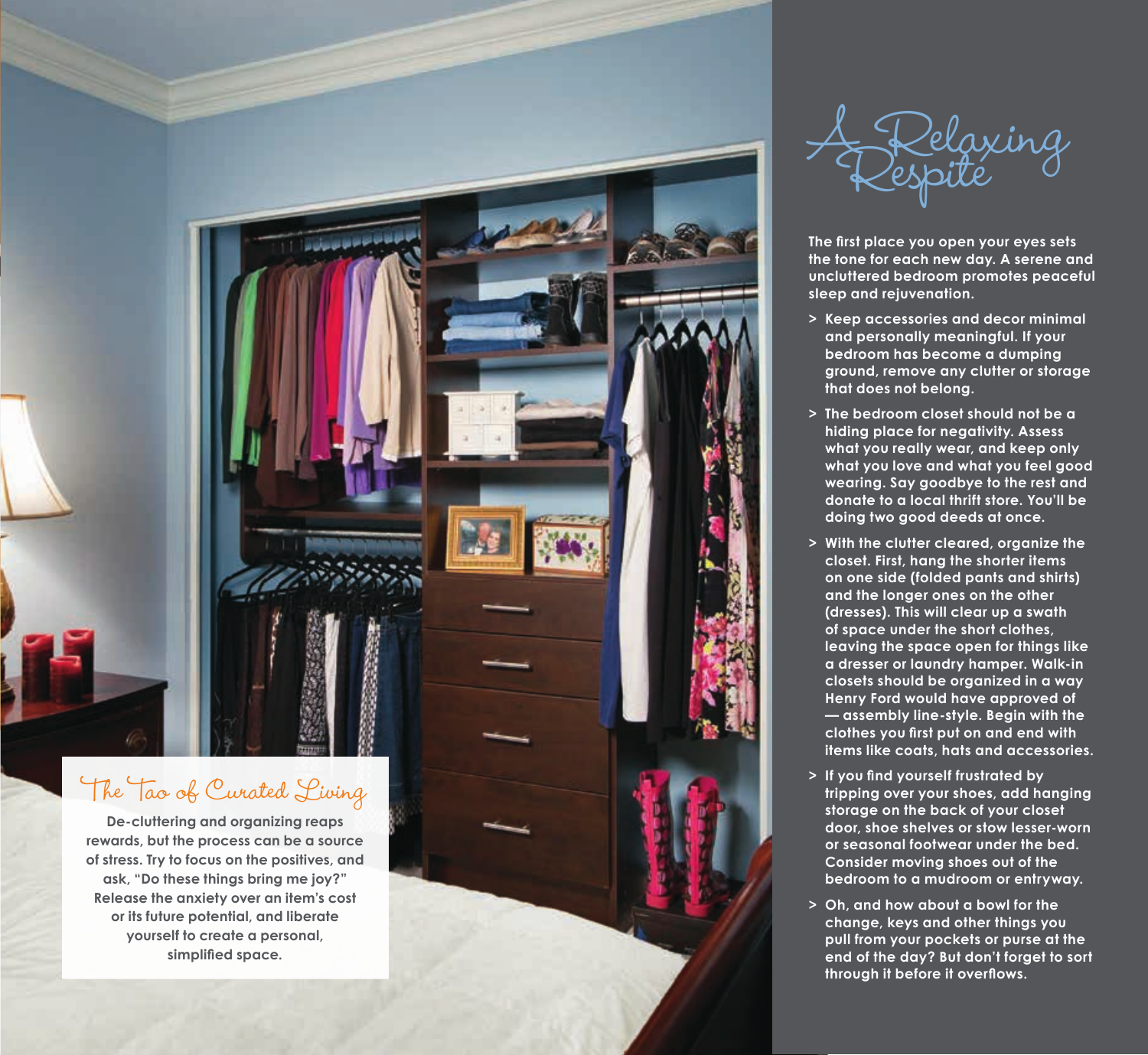# A Relaxing Respite

The first place you open your eyes sets the tone for each new day. A serene and uncluttered bedroom promotes peaceful sleep and rejuvenation.

> Keep accessories and decor minimal and personally meaningful. If your bedroom has become a dumping ground, remove any clutter or storage that does not belong.

> The bedroom closet should not be a hiding place for negativity. Assess what you really wear, and keep only what you love and what you feel good wearing. Say goodbye to the rest and donate to a local thrift store. You'll be doing two good deeds at once.

> With the clutter cleared, organize the closet. First, hang the shorter items on one side (folded pants and shirts) and the longer ones on the other (dresses). This will clear up a swath of space under the short clothes, leaving the space open for things like a dresser or laundry hamper. Walk-in closets should be organized in a way Henry Ford would have approved of — assembly line-style. Begin with the clothes you first put on and end with items like coats, hats and accessories.

> If you find yourself frustrated by tripping over your shoes, add hanging storage on the back of your closet door, shoe shelves or stow lesser-worn or seasonal footwear under the bed. Consider moving shoes out of the bedroom to a mudroom or entryway.

> Oh, and how about a bowl for the change, keys and other things you pull from your pockets or purse at the end of the day? But don't forget to sort through it before it overflows.

## The Tao of Curated Living

De-cluttering and organizing reaps rewards, but the process can be a source of stress. Try to focus on the positives, and ask, "Do these things bring me joy?" Release the anxiety over an item's cost or its future potential, and liberate yourself to create a personal, simplified space.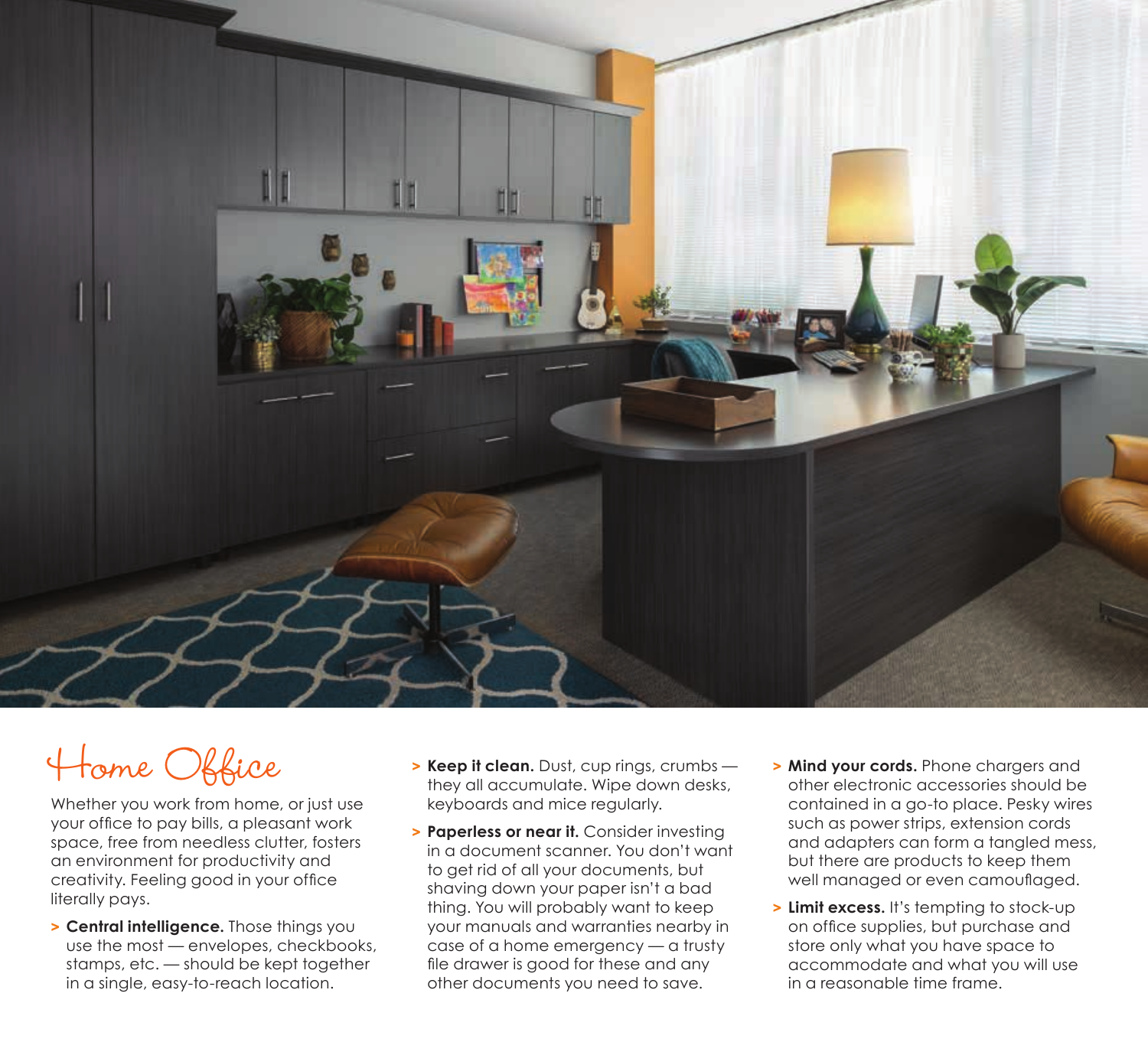# Home Office

Whether you work from home, or just use your office to pay bills, a pleasant work space, free from needless clutter, fosters an environment for productivity and creativity. Feeling good in your office literally pays.

- **Central intelligence.** Those things you use the most — envelopes, checkbooks, stamps, etc. — should be kept together in a single, easy-to-reach location.
- **Keep it clean.** Dust, cup rings, crumbs — they all accumulate. Wipe down desks, keyboards and mice regularly.
- **Paperless or near it.** Consider investing in a document scanner. You don't want to get rid of all your documents, but shaving down your paper isn't a bad thing. You will probably want to keep your manuals and warranties nearby in case of a home emergency — a trusty file drawer is good for these and any other documents you need to save.
- **Mind your cords.** Phone chargers and other electronic accessories should be contained in a go-to place. Pesky wires such as power strips, extension cords and adapters can form a tangled mess, but there are products to keep them well managed or even camouflaged.
- **Limit excess.** It's tempting to stock-up on office supplies, but purchase and store only what you have space to accommodate and what you will use in a reasonable time frame.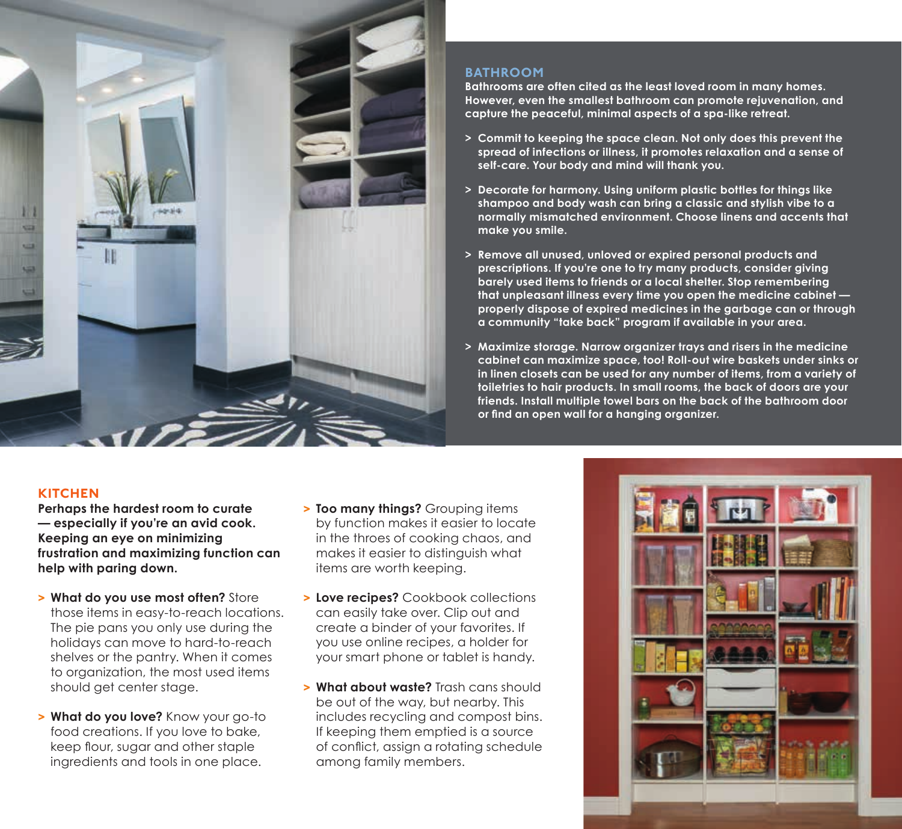## BATHROOM

**Bathrooms are often cited as the least loved room in many homes. However, even the smallest bathroom can promote rejuvenation, and capture the peaceful, minimal aspects of a spa-like retreat.**

- Commit to keeping the space clean. Not only does this prevent the spread of infections or illness, it promotes relaxation and a sense of self-care. Your body and mind will thank you.
- Decorate for harmony. Using uniform plastic bottles for things like shampoo and body wash can bring a classic and stylish vibe to a normally mismatched environment. Choose linens and accents that make you smile.
- Remove all unused, unloved or expired personal products and prescriptions. If you're one to try many products, consider giving barely used items to friends or a local shelter. Stop remembering that unpleasant illness every time you open the medicine cabinet — properly dispose of expired medicines in the garbage can or through a community "take back" program if available in your area.
- Maximize storage. Narrow organizer trays and risers in the medicine cabinet can maximize space, too! Roll-out wire baskets under sinks or in linen closets can be used for any number of items, from a variety of toiletries to hair products. In small rooms, the back of doors are your friends. Install multiple towel bars on the back of the bathroom door or find an open wall for a hanging organizer.

## KITCHEN

**Perhaps the hardest room to curate — especially if you're an avid cook. Keeping an eye on minimizing frustration and maximizing function can help with paring down.**

- **What do you use most often?** Store those items in easy-to-reach locations. The pie pans you only use during the holidays can move to hard-to-reach shelves or the pantry. When it comes to organization, the most used items should get center stage.
- **What do you love?** Know your go-to food creations. If you love to bake, keep flour, sugar and other staple ingredients and tools in one place.
- **Too many things?** Grouping items by function makes it easier to locate in the throes of cooking chaos, and makes it easier to distinguish what items are worth keeping.
- **Love recipes?** Cookbook collections can easily take over. Clip out and create a binder of your favorites. If you use online recipes, a holder for your smart phone or tablet is handy.
- **What about waste?** Trash cans should be out of the way, but nearby. This includes recycling and compost bins. If keeping them emptied is a source of conflict, assign a rotating schedule among family members.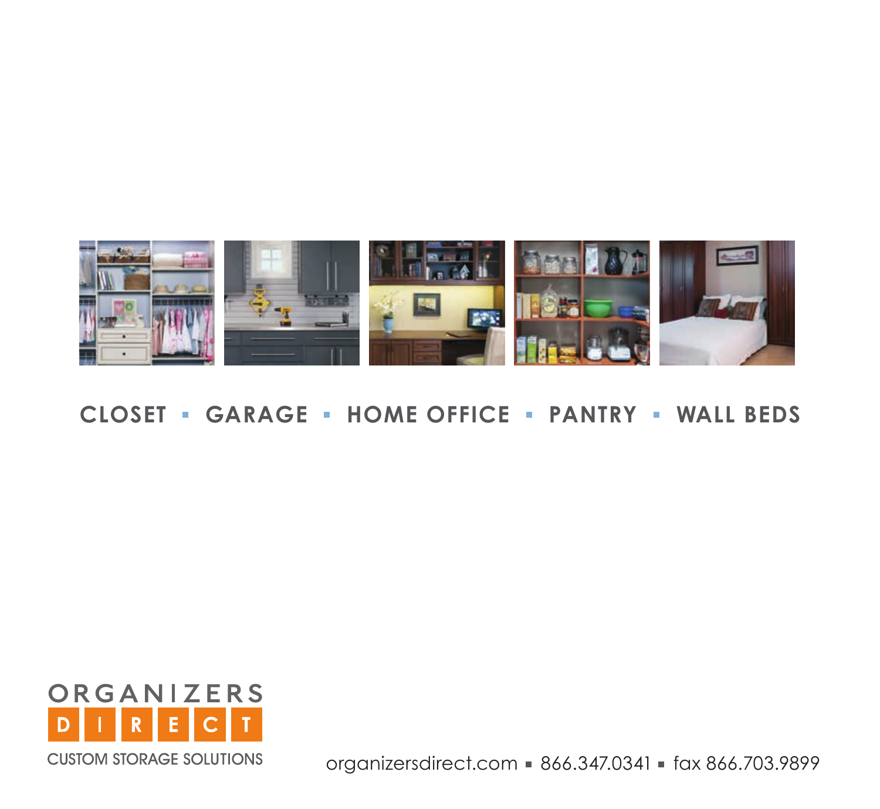CLOSET ▪ GARAGE ▪ HOME OFFICE ▪ PANTRY ▪ WALL BEDS

ORGANIZERS
DIRECT
CUSTOM STORAGE SOLUTIONS

organizersdirect.com ▪ 866.347.0341 ▪ fax 866.703.9899